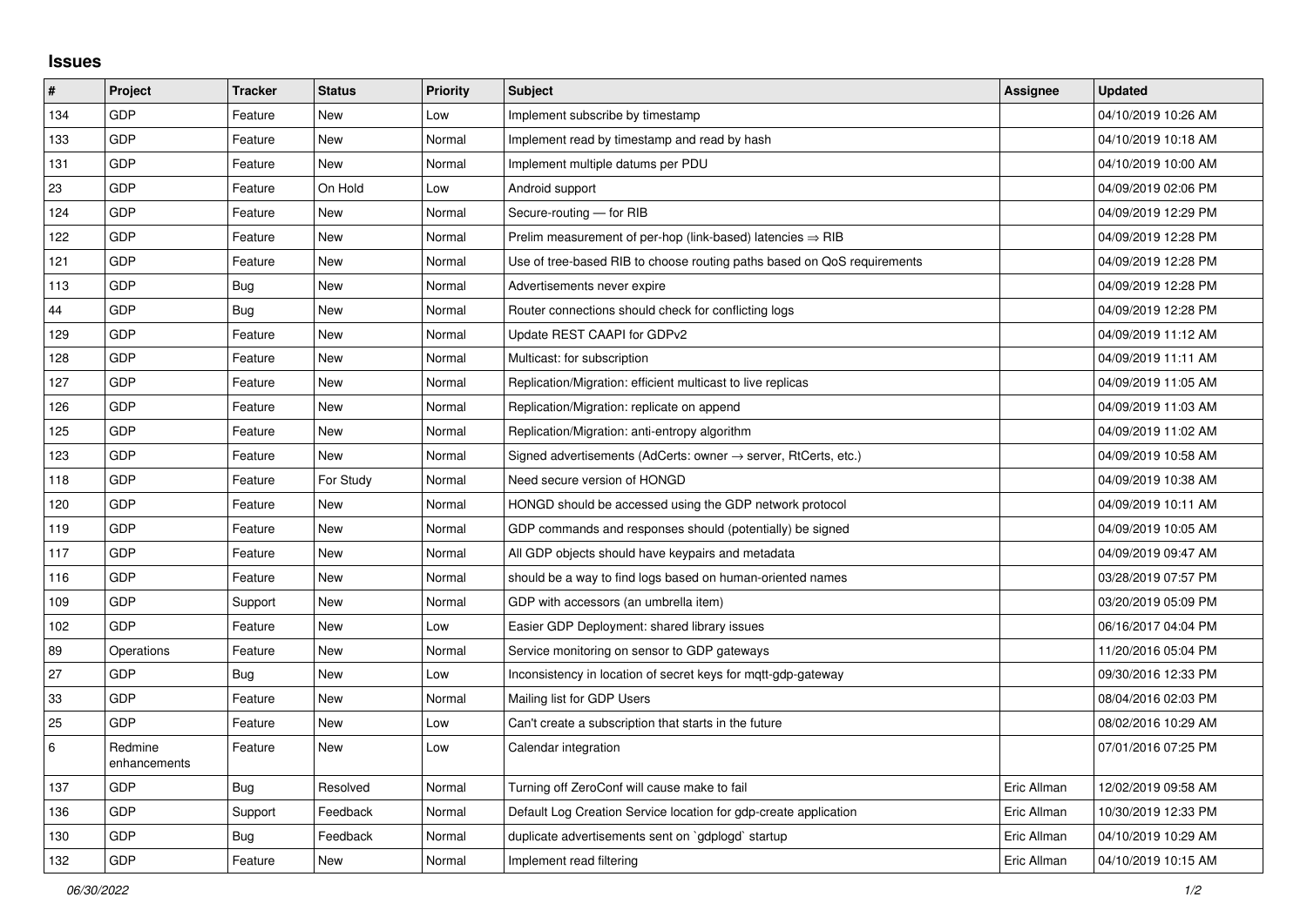## Issues

| # | Project | Tracker | Status | Priority | Subject | Assignee | Updated |
|---|---|---|---|---|---|---|---|
| 134 | GDP | Feature | New | Low | Implement subscribe by timestamp | | 04/10/2019 10:26 AM |
| 133 | GDP | Feature | New | Normal | Implement read by timestamp and read by hash | | 04/10/2019 10:18 AM |
| 131 | GDP | Feature | New | Normal | Implement multiple datums per PDU | | 04/10/2019 10:00 AM |
| 23 | GDP | Feature | On Hold | Low | Android support | | 04/09/2019 02:06 PM |
| 124 | GDP | Feature | New | Normal | Secure-routing — for RIB | | 04/09/2019 12:29 PM |
| 122 | GDP | Feature | New | Normal | Prelim measurement of per-hop (link-based) latencies ⇒ RIB | | 04/09/2019 12:28 PM |
| 121 | GDP | Feature | New | Normal | Use of tree-based RIB to choose routing paths based on QoS requirements | | 04/09/2019 12:28 PM |
| 113 | GDP | Bug | New | Normal | Advertisements never expire | | 04/09/2019 12:28 PM |
| 44 | GDP | Bug | New | Normal | Router connections should check for conflicting logs | | 04/09/2019 12:28 PM |
| 129 | GDP | Feature | New | Normal | Update REST CAAPI for GDPv2 | | 04/09/2019 11:12 AM |
| 128 | GDP | Feature | New | Normal | Multicast: for subscription | | 04/09/2019 11:11 AM |
| 127 | GDP | Feature | New | Normal | Replication/Migration: efficient multicast to live replicas | | 04/09/2019 11:05 AM |
| 126 | GDP | Feature | New | Normal | Replication/Migration: replicate on append | | 04/09/2019 11:03 AM |
| 125 | GDP | Feature | New | Normal | Replication/Migration: anti-entropy algorithm | | 04/09/2019 11:02 AM |
| 123 | GDP | Feature | New | Normal | Signed advertisements (AdCerts: owner → server, RtCerts, etc.) | | 04/09/2019 10:58 AM |
| 118 | GDP | Feature | For Study | Normal | Need secure version of HONGD | | 04/09/2019 10:38 AM |
| 120 | GDP | Feature | New | Normal | HONGD should be accessed using the GDP network protocol | | 04/09/2019 10:11 AM |
| 119 | GDP | Feature | New | Normal | GDP commands and responses should (potentially) be signed | | 04/09/2019 10:05 AM |
| 117 | GDP | Feature | New | Normal | All GDP objects should have keypairs and metadata | | 04/09/2019 09:47 AM |
| 116 | GDP | Feature | New | Normal | should be a way to find logs based on human-oriented names | | 03/28/2019 07:57 PM |
| 109 | GDP | Support | New | Normal | GDP with accessors (an umbrella item) | | 03/20/2019 05:09 PM |
| 102 | GDP | Feature | New | Low | Easier GDP Deployment: shared library issues | | 06/16/2017 04:04 PM |
| 89 | Operations | Feature | New | Normal | Service monitoring on sensor to GDP gateways | | 11/20/2016 05:04 PM |
| 27 | GDP | Bug | New | Low | Inconsistency in location of secret keys for mqtt-gdp-gateway | | 09/30/2016 12:33 PM |
| 33 | GDP | Feature | New | Normal | Mailing list for GDP Users | | 08/04/2016 02:03 PM |
| 25 | GDP | Feature | New | Low | Can't create a subscription that starts in the future | | 08/02/2016 10:29 AM |
| 6 | Redmine enhancements | Feature | New | Low | Calendar integration | | 07/01/2016 07:25 PM |
| 137 | GDP | Bug | Resolved | Normal | Turning off ZeroConf will cause make to fail | Eric Allman | 12/02/2019 09:58 AM |
| 136 | GDP | Support | Feedback | Normal | Default Log Creation Service location for gdp-create application | Eric Allman | 10/30/2019 12:33 PM |
| 130 | GDP | Bug | Feedback | Normal | duplicate advertisements sent on `gdplogd` startup | Eric Allman | 04/10/2019 10:29 AM |
| 132 | GDP | Feature | New | Normal | Implement read filtering | Eric Allman | 04/10/2019 10:15 AM |

*06/30/2022*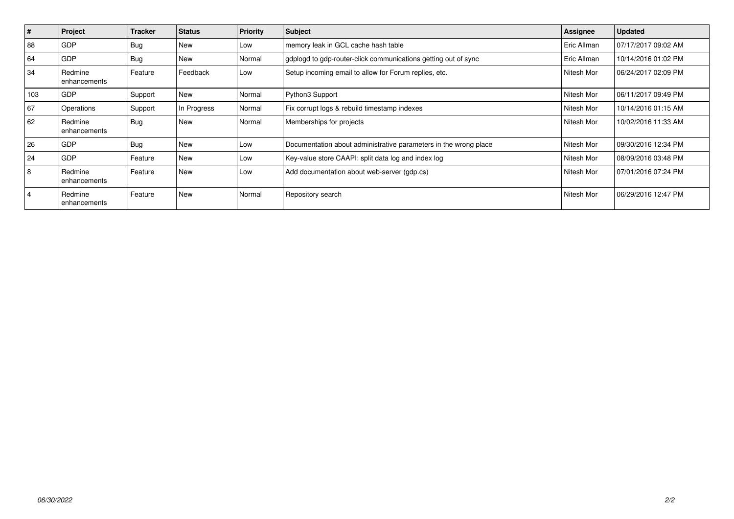| # | Project | Tracker | Status | Priority | Subject | Assignee | Updated |
|---|---|---|---|---|---|---|---|
| 88 | GDP | Bug | New | Low | memory leak in GCL cache hash table | Eric Allman | 07/17/2017 09:02 AM |
| 64 | GDP | Bug | New | Normal | gdplogd to gdp-router-click communications getting out of sync | Eric Allman | 10/14/2016 01:02 PM |
| 34 | Redmine enhancements | Feature | Feedback | Low | Setup incoming email to allow for Forum replies, etc. | Nitesh Mor | 06/24/2017 02:09 PM |
| 103 | GDP | Support | New | Normal | Python3 Support | Nitesh Mor | 06/11/2017 09:49 PM |
| 67 | Operations | Support | In Progress | Normal | Fix corrupt logs & rebuild timestamp indexes | Nitesh Mor | 10/14/2016 01:15 AM |
| 62 | Redmine enhancements | Bug | New | Normal | Memberships for projects | Nitesh Mor | 10/02/2016 11:33 AM |
| 26 | GDP | Bug | New | Low | Documentation about administrative parameters in the wrong place | Nitesh Mor | 09/30/2016 12:34 PM |
| 24 | GDP | Feature | New | Low | Key-value store CAAPI: split data log and index log | Nitesh Mor | 08/09/2016 03:48 PM |
| 8 | Redmine enhancements | Feature | New | Low | Add documentation about web-server (gdp.cs) | Nitesh Mor | 07/01/2016 07:24 PM |
| 4 | Redmine enhancements | Feature | New | Normal | Repository search | Nitesh Mor | 06/29/2016 12:47 PM |

*06/30/2022*